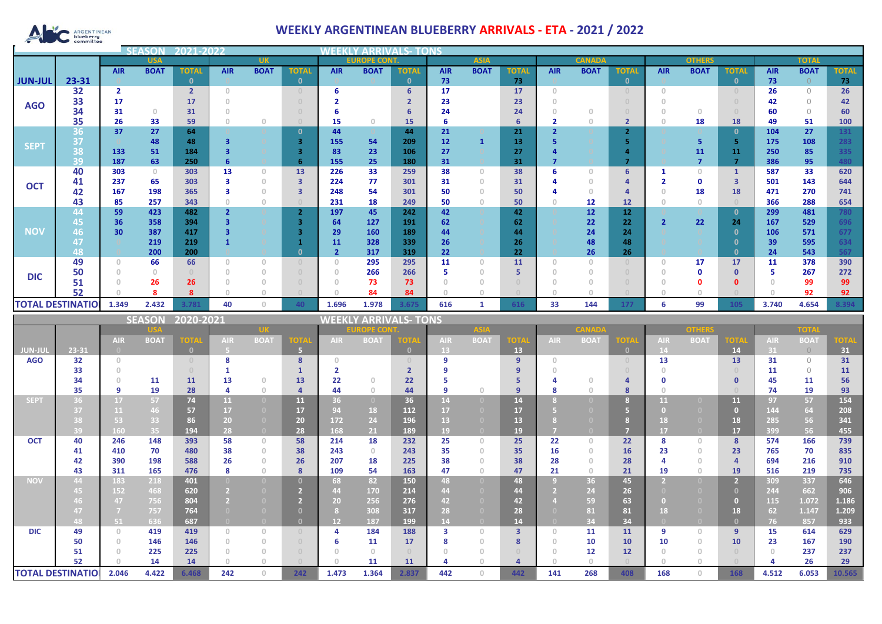# WEEKLY ARGENTINEAN BLUEBERRY ARRIVALS - ETA - 2021 / 2022

ARGENTINEAN blueberry committee

## SEASON 2021-2022 — WEEKLY ARRIVALS- TONS

| | | USA | | | UK | | | EUROPE CONT. | | | ASIA | | | CANADA | | | OTHERS | | | TOTAL | | |
|---|---|---|---|---|---|---|---|---|---|---|---|---|---|---|---|---|---|---|---|---|---|---|
| | | AIR | BOAT | TOTAL | AIR | BOAT | TOTAL | AIR | BOAT | TOTAL | AIR | BOAT | TOTAL | AIR | BOAT | TOTAL | AIR | BOAT | TOTAL | AIR | BOAT | TOTAL |
| JUN-JUL | 23-31 | 0 | | 0 | 0 | | 0 | 0 | | 0 | 73 | | 73 | 0 | | 0 | 0 | | 0 | 73 | 0 | 73 |
| AGO | 32 | 2 | | 2 | 0 | | 0 | 6 | | 6 | 17 | | 17 | 0 | | 0 | 0 | | 0 | 26 | 0 | 26 |
| | 33 | 17 | | 17 | 0 | | 0 | 2 | | 2 | 23 | | 23 | 0 | | 0 | 0 | | 0 | 42 | 0 | 42 |
| | 34 | 31 | 0 | 31 | 0 | | 0 | 6 | | 6 | 24 | | 24 | 0 | 0 | 0 | 0 | 0 | 0 | 60 | 0 | 60 |
| | 35 | 26 | 33 | 59 | 0 | 0 | 0 | 15 | 0 | 15 | 6 | | 6 | 2 | 0 | 2 | 0 | 18 | 18 | 49 | 51 | 100 |
| SEPT | 36 | 37 | 27 | 64 | 0 | 0 | 0 | 44 | 0 | 44 | 21 | 0 | 21 | 2 | 0 | 2 | 0 | 0 | 0 | 104 | 27 | 131 |
| | 37 | 0 | 48 | 48 | 3 | 0 | 3 | 155 | 54 | 209 | 12 | 1 | 13 | 5 | 0 | 5 | 0 | 5 | 5 | 175 | 108 | 283 |
| | 38 | 133 | 51 | 184 | 3 | 0 | 3 | 83 | 23 | 106 | 27 | 0 | 27 | 4 | 0 | 4 | 0 | 11 | 11 | 250 | 85 | 335 |
| | 39 | 187 | 63 | 250 | 6 | 0 | 6 | 155 | 25 | 180 | 31 | 0 | 31 | 7 | 0 | 7 | 0 | 7 | 7 | 386 | 95 | 480 |
| OCT | 40 | 303 | 0 | 303 | 13 | 0 | 13 | 226 | 33 | 259 | 38 | 0 | 38 | 6 | 0 | 6 | 1 | 0 | 1 | 587 | 33 | 620 |
| | 41 | 237 | 65 | 303 | 3 | 0 | 3 | 224 | 77 | 301 | 31 | 0 | 31 | 4 | 0 | 4 | 2 | 0 | 3 | 501 | 143 | 644 |
| | 42 | 167 | 198 | 365 | 3 | 0 | 3 | 248 | 54 | 301 | 50 | 0 | 50 | 4 | 0 | 4 | 0 | 18 | 18 | 471 | 270 | 741 |
| | 43 | 85 | 257 | 343 | 0 | 0 | 0 | 231 | 18 | 249 | 50 | 0 | 50 | 0 | 12 | 12 | 0 | 0 | 0 | 366 | 288 | 654 |
| NOV | 44 | 59 | 423 | 482 | 2 | 0 | 2 | 197 | 45 | 242 | 42 | 0 | 42 | 0 | 12 | 12 | 0 | 0 | 0 | 299 | 481 | 780 |
| | 45 | 36 | 358 | 394 | 3 | 0 | 3 | 64 | 127 | 191 | 62 | 0 | 62 | 0 | 22 | 22 | 2 | 22 | 24 | 167 | 529 | 696 |
| | 46 | 30 | 387 | 417 | 3 | 0 | 3 | 29 | 160 | 189 | 44 | 0 | 44 | 0 | 24 | 24 | 0 | 0 | 0 | 106 | 571 | 677 |
| | 47 | 0 | 219 | 219 | 1 | 0 | 1 | 11 | 328 | 339 | 26 | 0 | 26 | 0 | 48 | 48 | 0 | 0 | 0 | 39 | 595 | 634 |
| | 48 | 0 | 200 | 200 | 0 | 0 | 0 | 2 | 317 | 319 | 22 | 0 | 22 | 0 | 26 | 26 | 0 | 0 | 0 | 24 | 543 | 567 |
| DIC | 49 | 0 | 66 | 66 | 0 | 0 | 0 | 0 | 295 | 295 | 11 | 0 | 11 | 0 | 0 | 0 | 0 | 17 | 17 | 11 | 378 | 390 |
| | 50 | 0 | 0 | 0 | 0 | 0 | 0 | 0 | 266 | 266 | 5 | 0 | 5 | 0 | 0 | 0 | 0 | 0 | 0 | 5 | 267 | 272 |
| | 51 | 0 | 26 | 26 | 0 | 0 | 0 | 0 | 73 | 73 | 0 | 0 | 0 | 0 | 0 | 0 | 0 | 0 | 0 | 0 | 99 | 99 |
| | 52 | 0 | 8 | 8 | 0 | 0 | 0 | 0 | 84 | 84 | 0 | 0 | 0 | 0 | 0 | 0 | 0 | 0 | 0 | 0 | 92 | 92 |
| TOTAL DESTINATION | | 1.349 | 2.432 | 3.781 | 40 | 0 | 40 | 1.696 | 1.978 | 3.675 | 616 | 1 | 616 | 33 | 144 | 177 | 6 | 99 | 105 | 3.740 | 4.654 | 8.394 |

## SEASON 2020-2021 — WEEKLY ARRIVALS- TONS

| | | USA | | | UK | | | EUROPE CONT. | | | ASIA | | | CANADA | | | OTHERS | | | TOTAL | | |
|---|---|---|---|---|---|---|---|---|---|---|---|---|---|---|---|---|---|---|---|---|---|---|
| | | AIR | BOAT | TOTAL | AIR | BOAT | TOTAL | AIR | BOAT | TOTAL | AIR | BOAT | TOTAL | AIR | BOAT | TOTAL | AIR | BOAT | TOTAL | AIR | BOAT | TOTAL |
| JUN-JUL | 23-31 | 0 | | 0 | 5 | | 5 | | | 0 | 13 | | 13 | | | 0 | 14 | | 14 | 31 | 0 | 31 |
| AGO | 32 | 0 | | 0 | 8 | | 8 | 0 | | 0 | 9 | | 9 | 0 | | 0 | 13 | | 13 | 31 | 0 | 31 |
| | 33 | 0 | | 0 | 1 | | 1 | 2 | | 2 | 9 | | 9 | 0 | | 0 | 0 | | 0 | 11 | 0 | 11 |
| | 34 | 0 | 11 | 11 | 13 | 0 | 13 | 22 | 0 | 22 | 5 | | 5 | 4 | 0 | 4 | 0 | | 0 | 45 | 11 | 56 |
| | 35 | 9 | 19 | 28 | 4 | 0 | 4 | 44 | 0 | 44 | 9 | 0 | 9 | 8 | 0 | 8 | 0 | | 0 | 74 | 19 | 93 |
| SEPT | 36 | 17 | 57 | 74 | 11 | 0 | 11 | 36 | 0 | 36 | 14 | 0 | 14 | 8 | 0 | 8 | 11 | 0 | 11 | 97 | 57 | 154 |
| | 37 | 11 | 46 | 57 | 17 | 0 | 17 | 94 | 18 | 112 | 17 | 0 | 17 | 5 | 0 | 5 | 0 | 0 | 0 | 144 | 64 | 208 |
| | 38 | 53 | 33 | 86 | 20 | 0 | 20 | 172 | 24 | 196 | 13 | 0 | 13 | 8 | 0 | 8 | 18 | 0 | 18 | 285 | 56 | 341 |
| | 39 | 160 | 35 | 194 | 28 | 0 | 28 | 168 | 21 | 189 | 19 | 0 | 19 | 7 | 0 | 7 | 17 | 0 | 17 | 399 | 56 | 455 |
| OCT | 40 | 246 | 148 | 393 | 58 | 0 | 58 | 214 | 18 | 232 | 25 | 0 | 25 | 22 | 0 | 22 | 8 | 0 | 8 | 574 | 166 | 739 |
| | 41 | 410 | 70 | 480 | 38 | 0 | 38 | 243 | 0 | 243 | 35 | 0 | 35 | 16 | 0 | 16 | 23 | 0 | 23 | 765 | 70 | 835 |
| | 42 | 390 | 198 | 588 | 26 | 0 | 26 | 207 | 18 | 225 | 38 | 0 | 38 | 28 | 0 | 28 | 4 | 0 | 4 | 694 | 216 | 910 |
| | 43 | 311 | 165 | 476 | 8 | 0 | 8 | 109 | 54 | 163 | 47 | 0 | 47 | 21 | 0 | 21 | 19 | 0 | 19 | 516 | 219 | 735 |
| NOV | 44 | 183 | 218 | 401 | 0 | 0 | 0 | 68 | 82 | 150 | 48 | 0 | 48 | 9 | 36 | 45 | 2 | 0 | 2 | 309 | 337 | 646 |
| | 45 | 152 | 468 | 620 | 2 | 0 | 2 | 44 | 170 | 214 | 44 | 0 | 44 | 2 | 24 | 26 | 0 | 0 | 0 | 244 | 662 | 906 |
| | 46 | 47 | 756 | 804 | 2 | 0 | 2 | 20 | 256 | 276 | 42 | 0 | 42 | 4 | 59 | 63 | 0 | 0 | 0 | 115 | 1.072 | 1.186 |
| | 47 | 7 | 757 | 764 | 0 | 0 | 0 | 8 | 308 | 317 | 28 | 0 | 28 | 0 | 81 | 81 | 18 | 0 | 18 | 62 | 1.147 | 1.209 |
| | 48 | 51 | 636 | 687 | 0 | 0 | 0 | 12 | 187 | 199 | 14 | 0 | 14 | 0 | 34 | 34 | 0 | 0 | 0 | 76 | 857 | 933 |
| DIC | 49 | 0 | 419 | 419 | 0 | 0 | 0 | 4 | 184 | 188 | 3 | 0 | 3 | 0 | 11 | 11 | 9 | 0 | 9 | 15 | 614 | 629 |
| | 50 | 0 | 146 | 146 | 0 | 0 | 0 | 6 | 11 | 17 | 8 | 0 | 8 | 0 | 10 | 10 | 10 | 0 | 10 | 23 | 167 | 190 |
| | 51 | 0 | 225 | 225 | 0 | 0 | 0 | 0 | 0 | 0 | 0 | 0 | 0 | 0 | 12 | 12 | 0 | 0 | 0 | 0 | 237 | 237 |
| | 52 | 0 | 14 | 14 | 0 | 0 | 0 | 0 | 11 | 11 | 4 | 0 | 4 | 0 | 0 | 0 | 0 | 0 | 0 | 4 | 26 | 29 |
| TOTAL DESTINATION | | 2.046 | 4.422 | 6.468 | 242 | 0 | 242 | 1.473 | 1.364 | 2.837 | 442 | 0 | 442 | 141 | 268 | 408 | 168 | 0 | 168 | 4.512 | 6.053 | 10.565 |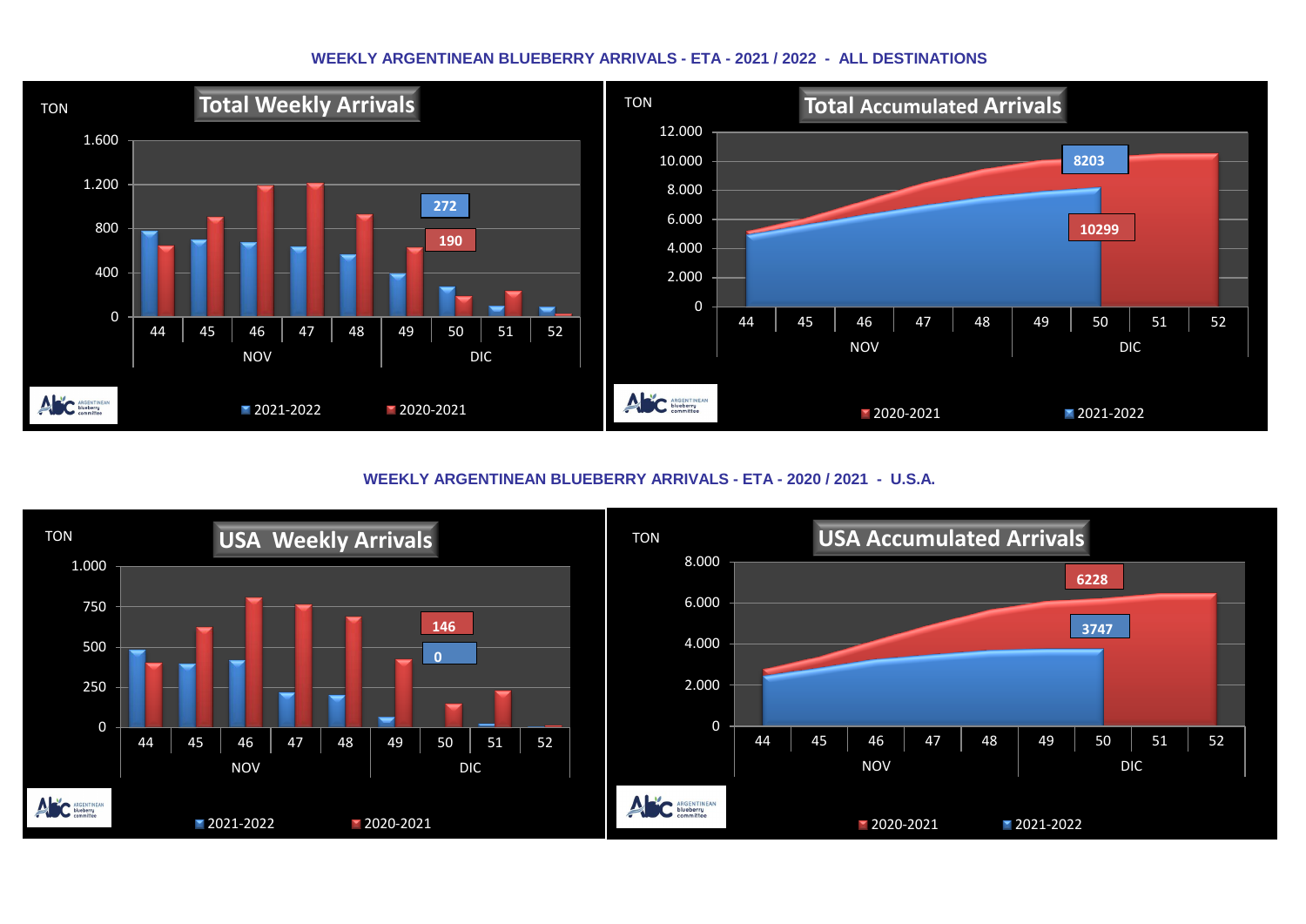## WEEKLY ARGENTINEAN BLUEBERRY ARRIVALS - ETA - 2021 / 2022 - ALL DESTINATIONS

**Total Weekly Arrivals**

TON

1.600
1.200
800
400
0

272
190

44 45 46 47 48 49 50 51 52

NOV DIC

2021-2022 2020-2021

**Total Accumulated Arrivals**

TON

12.000
10.000
8.000
6.000
4.000
2.000
0

8203
10299

44 45 46 47 48 49 50 51 52

NOV DIC

2020-2021 2021-2022

## WEEKLY ARGENTINEAN BLUEBERRY ARRIVALS - ETA - 2020 / 2021 - U.S.A.

**USA Weekly Arrivals**

TON

1.000
750
500
250
0

146
0

44 45 46 47 48 49 50 51 52

NOV DIC

2021-2022 2020-2021

**USA Accumulated Arrivals**

TON

8.000
6.000
4.000
2.000
0

6228
3747

44 45 46 47 48 49 50 51 52

NOV DIC

2020-2021 2021-2022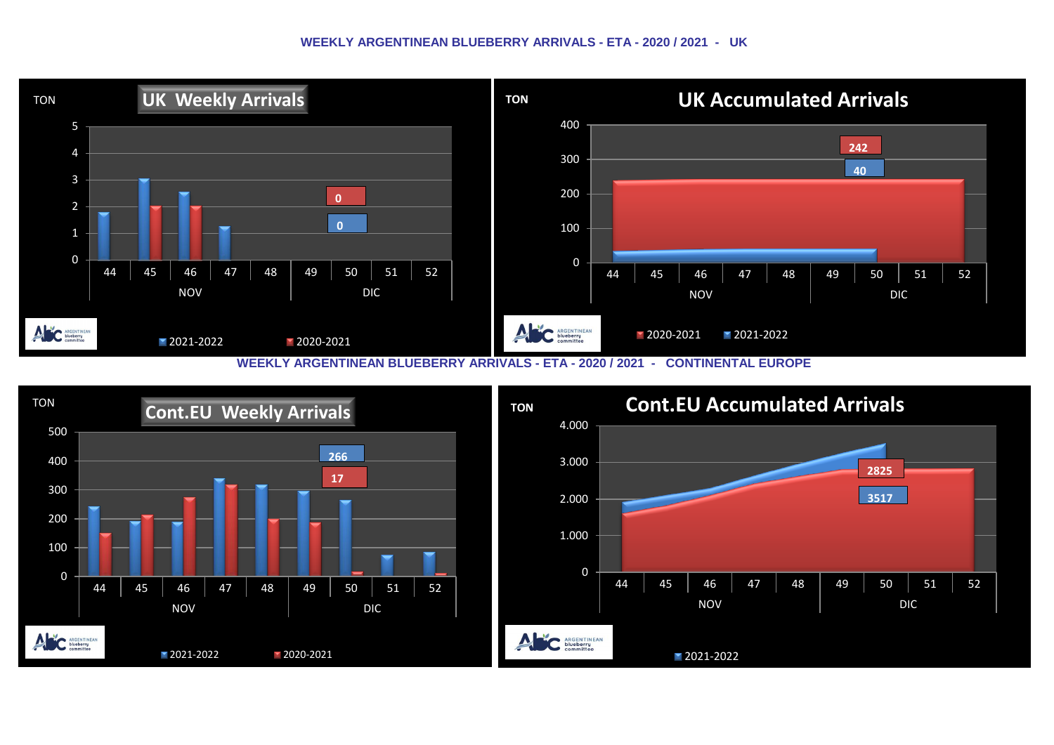# WEEKLY ARGENTINEAN BLUEBERRY ARRIVALS - ETA - 2020 / 2021 - UK

**UK Weekly Arrivals**

TON

5
4
3
2
1
0

0
0

44 45 46 47 48 49 50 51 52
NOV DIC

2021-2022 2020-2021

**UK Accumulated Arrivals**

TON

400
300
200
100
0

242
40

44 45 46 47 48 49 50 51 52
NOV DIC

2020-2021 2021-2022

# WEEKLY ARGENTINEAN BLUEBERRY ARRIVALS - ETA - 2020 / 2021 - CONTINENTAL EUROPE

**Cont.EU Weekly Arrivals**

TON

500
400
300
200
100
0

266
17

44 45 46 47 48 49 50 51 52
NOV DIC

2021-2022 2020-2021

**Cont.EU Accumulated Arrivals**

TON

4.000
3.000
2.000
1.000
0

2825
3517

44 45 46 47 48 49 50 51 52
NOV DIC

2021-2022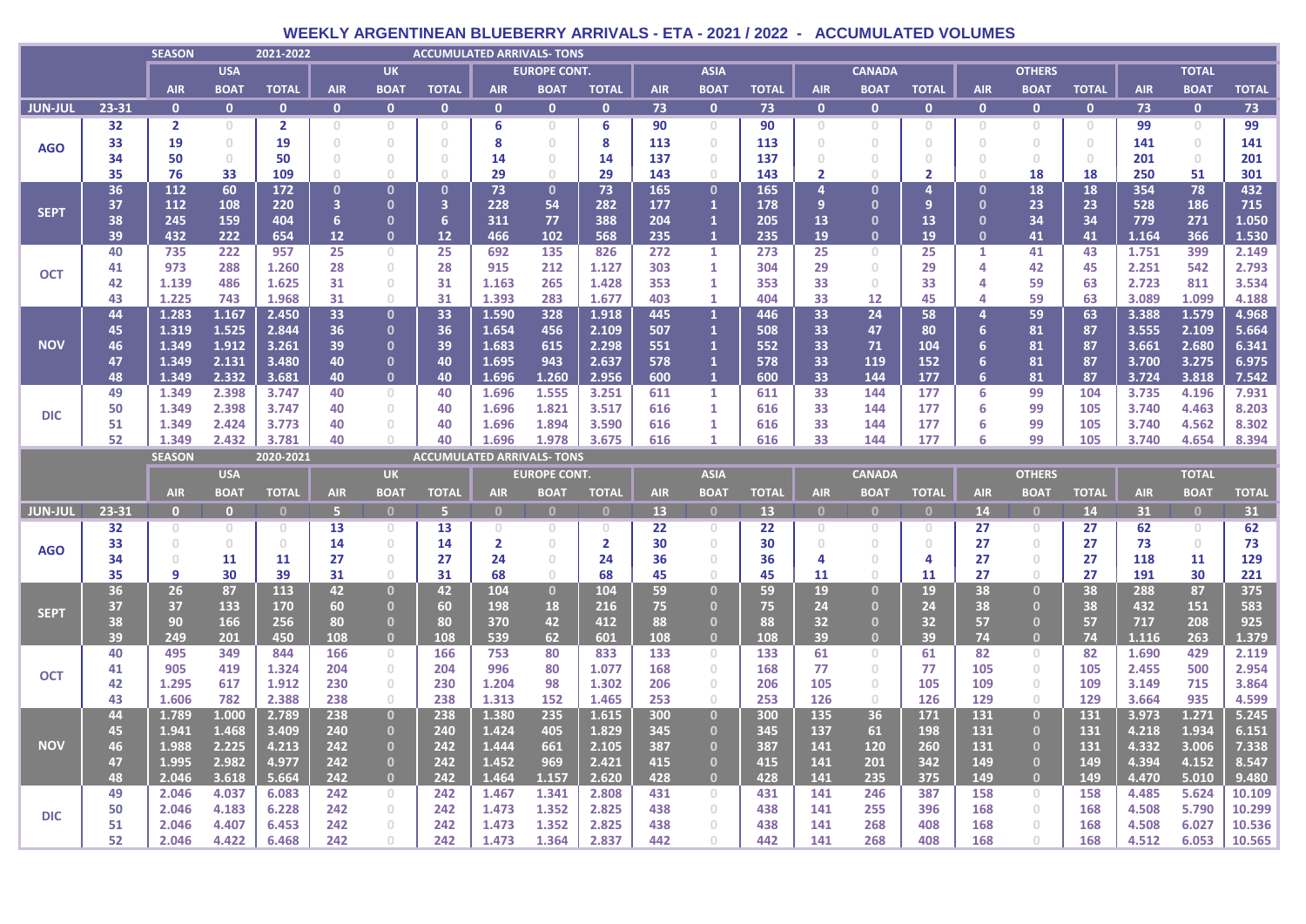# WEEKLY ARGENTINEAN BLUEBERRY ARRIVALS - ETA - 2021 / 2022 - ACCUMULATED VOLUMES

| | | SEASON | 2021-2022 | | ACCUMULATED ARRIVALS- TONS | | | | | | | | | | | | | | | | | | |
|---|---|---|---|---|---|---|---|---|---|---|---|---|---|---|---|---|---|---|---|---|---|---|---|
| | | USA | | | UK | | | EUROPE CONT. | | | ASIA | | | CANADA | | | OTHERS | | | TOTAL | | |
| | | AIR | BOAT | TOTAL | AIR | BOAT | TOTAL | AIR | BOAT | TOTAL | AIR | BOAT | TOTAL | AIR | BOAT | TOTAL | AIR | BOAT | TOTAL | AIR | BOAT | TOTAL |
| JUN-JUL | 23-31 | 0 | 0 | 0 | 0 | 0 | 0 | 0 | 0 | 0 | 73 | 0 | 73 | 0 | 0 | 0 | 0 | 0 | 0 | 73 | 0 | 73 |
| AGO | 32 | 2 | 0 | 2 | 0 | 0 | 0 | 6 | 0 | 6 | 90 | 0 | 90 | 0 | 0 | 0 | 0 | 0 | 0 | 99 | 0 | 99 |
| | 33 | 19 | 0 | 19 | 0 | 0 | 0 | 8 | 0 | 8 | 113 | 0 | 113 | 0 | 0 | 0 | 0 | 0 | 0 | 141 | 0 | 141 |
| | 34 | 50 | 0 | 50 | 0 | 0 | 0 | 14 | 0 | 14 | 137 | 0 | 137 | 0 | 0 | 0 | 0 | 0 | 0 | 201 | 0 | 201 |
| | 35 | 76 | 33 | 109 | 0 | 0 | 0 | 29 | 0 | 29 | 143 | 0 | 143 | 2 | 0 | 2 | 0 | 18 | 18 | 250 | 51 | 301 |
| SEPT | 36 | 112 | 60 | 172 | 0 | 0 | 0 | 73 | 0 | 73 | 165 | 0 | 165 | 4 | 0 | 4 | 0 | 18 | 18 | 354 | 78 | 432 |
| | 37 | 112 | 108 | 220 | 3 | 0 | 3 | 228 | 54 | 282 | 177 | 1 | 178 | 9 | 0 | 9 | 0 | 23 | 23 | 528 | 186 | 715 |
| | 38 | 245 | 159 | 404 | 6 | 0 | 6 | 311 | 77 | 388 | 204 | 1 | 205 | 13 | 0 | 13 | 0 | 34 | 34 | 779 | 271 | 1.050 |
| | 39 | 432 | 222 | 654 | 12 | 0 | 12 | 466 | 102 | 568 | 235 | 1 | 235 | 19 | 0 | 19 | 0 | 41 | 41 | 1.164 | 366 | 1.530 |
| OCT | 40 | 735 | 222 | 957 | 25 | 0 | 25 | 692 | 135 | 826 | 272 | 1 | 273 | 25 | 0 | 25 | 1 | 41 | 43 | 1.751 | 399 | 2.149 |
| | 41 | 973 | 288 | 1.260 | 28 | 0 | 28 | 915 | 212 | 1.127 | 303 | 1 | 304 | 29 | 0 | 29 | 4 | 42 | 45 | 2.251 | 542 | 2.793 |
| | 42 | 1.139 | 486 | 1.625 | 31 | 0 | 31 | 1.163 | 265 | 1.428 | 353 | 1 | 353 | 33 | 0 | 33 | 4 | 59 | 63 | 2.723 | 811 | 3.534 |
| | 43 | 1.225 | 743 | 1.968 | 31 | 0 | 31 | 1.393 | 283 | 1.677 | 403 | 1 | 404 | 33 | 12 | 45 | 4 | 59 | 63 | 3.089 | 1.099 | 4.188 |
| NOV | 44 | 1.283 | 1.167 | 2.450 | 33 | 0 | 33 | 1.590 | 328 | 1.918 | 445 | 1 | 446 | 33 | 24 | 58 | 4 | 59 | 63 | 3.388 | 1.579 | 4.968 |
| | 45 | 1.319 | 1.525 | 2.844 | 36 | 0 | 36 | 1.654 | 456 | 2.109 | 507 | 1 | 508 | 33 | 47 | 80 | 6 | 81 | 87 | 3.555 | 2.109 | 5.664 |
| | 46 | 1.349 | 1.912 | 3.261 | 39 | 0 | 39 | 1.683 | 615 | 2.298 | 551 | 1 | 552 | 33 | 71 | 104 | 6 | 81 | 87 | 3.661 | 2.680 | 6.341 |
| | 47 | 1.349 | 2.131 | 3.480 | 40 | 0 | 40 | 1.695 | 943 | 2.637 | 578 | 1 | 578 | 33 | 119 | 152 | 6 | 81 | 87 | 3.700 | 3.275 | 6.975 |
| | 48 | 1.349 | 2.332 | 3.681 | 40 | 0 | 40 | 1.696 | 1.260 | 2.956 | 600 | 1 | 600 | 33 | 144 | 177 | 6 | 81 | 87 | 3.724 | 3.818 | 7.542 |
| DIC | 49 | 1.349 | 2.398 | 3.747 | 40 | 0 | 40 | 1.696 | 1.555 | 3.251 | 611 | 1 | 611 | 33 | 144 | 177 | 6 | 99 | 104 | 3.735 | 4.196 | 7.931 |
| | 50 | 1.349 | 2.398 | 3.747 | 40 | 0 | 40 | 1.696 | 1.821 | 3.517 | 616 | 1 | 616 | 33 | 144 | 177 | 6 | 99 | 105 | 3.740 | 4.463 | 8.203 |
| | 51 | 1.349 | 2.424 | 3.773 | 40 | 0 | 40 | 1.696 | 1.894 | 3.590 | 616 | 1 | 616 | 33 | 144 | 177 | 6 | 99 | 105 | 3.740 | 4.562 | 8.302 |
| | 52 | 1.349 | 2.432 | 3.781 | 40 | 0 | 40 | 1.696 | 1.978 | 3.675 | 616 | 1 | 616 | 33 | 144 | 177 | 6 | 99 | 105 | 3.740 | 4.654 | 8.394 |

| | | SEASON | 2020-2021 | | ACCUMULATED ARRIVALS- TONS | | | | | | | | | | | | | | | | | | |
|---|---|---|---|---|---|---|---|---|---|---|---|---|---|---|---|---|---|---|---|---|---|---|---|
| | | USA | | | UK | | | EUROPE CONT. | | | ASIA | | | CANADA | | | OTHERS | | | TOTAL | | |
| | | AIR | BOAT | TOTAL | AIR | BOAT | TOTAL | AIR | BOAT | TOTAL | AIR | BOAT | TOTAL | AIR | BOAT | TOTAL | AIR | BOAT | TOTAL | AIR | BOAT | TOTAL |
| JUN-JUL | 23-31 | 0 | 0 | 0 | 5 | 0 | 5 | 0 | 0 | 0 | 13 | 0 | 13 | 0 | 0 | 0 | 14 | 0 | 14 | 31 | 0 | 31 |
| AGO | 32 | 0 | 0 | 0 | 13 | 0 | 13 | 0 | 0 | 0 | 22 | 0 | 22 | 0 | 0 | 0 | 27 | 0 | 27 | 62 | 0 | 62 |
| | 33 | 0 | 0 | 0 | 14 | 0 | 14 | 2 | 0 | 2 | 30 | 0 | 30 | 0 | 0 | 0 | 27 | 0 | 27 | 73 | 0 | 73 |
| | 34 | 0 | 11 | 11 | 27 | 0 | 27 | 24 | 0 | 24 | 36 | 0 | 36 | 4 | 0 | 4 | 27 | 0 | 27 | 118 | 11 | 129 |
| | 35 | 9 | 30 | 39 | 31 | 0 | 31 | 68 | 0 | 68 | 45 | 0 | 45 | 11 | 0 | 11 | 27 | 0 | 27 | 191 | 30 | 221 |
| SEPT | 36 | 26 | 87 | 113 | 42 | 0 | 42 | 104 | 0 | 104 | 59 | 0 | 59 | 19 | 0 | 19 | 38 | 0 | 38 | 288 | 87 | 375 |
| | 37 | 37 | 133 | 170 | 60 | 0 | 60 | 198 | 18 | 216 | 75 | 0 | 75 | 24 | 0 | 24 | 38 | 0 | 38 | 432 | 151 | 583 |
| | 38 | 90 | 166 | 256 | 80 | 0 | 80 | 370 | 42 | 412 | 88 | 0 | 88 | 32 | 0 | 32 | 57 | 0 | 57 | 717 | 208 | 925 |
| | 39 | 249 | 201 | 450 | 108 | 0 | 108 | 539 | 62 | 601 | 108 | 0 | 108 | 39 | 0 | 39 | 74 | 0 | 74 | 1.116 | 263 | 1.379 |
| OCT | 40 | 495 | 349 | 844 | 166 | 0 | 166 | 753 | 80 | 833 | 133 | 0 | 133 | 61 | 0 | 61 | 82 | 0 | 82 | 1.690 | 429 | 2.119 |
| | 41 | 905 | 419 | 1.324 | 204 | 0 | 204 | 996 | 80 | 1.077 | 168 | 0 | 168 | 77 | 0 | 77 | 105 | 0 | 105 | 2.455 | 500 | 2.954 |
| | 42 | 1.295 | 617 | 1.912 | 230 | 0 | 230 | 1.204 | 98 | 1.302 | 206 | 0 | 206 | 105 | 0 | 105 | 109 | 0 | 109 | 3.149 | 715 | 3.864 |
| | 43 | 1.606 | 782 | 2.388 | 238 | 0 | 238 | 1.313 | 152 | 1.465 | 253 | 0 | 253 | 126 | 0 | 126 | 129 | 0 | 129 | 3.664 | 935 | 4.599 |
| NOV | 44 | 1.789 | 1.000 | 2.789 | 238 | 0 | 238 | 1.380 | 235 | 1.615 | 300 | 0 | 300 | 135 | 36 | 171 | 131 | 0 | 131 | 3.973 | 1.271 | 5.245 |
| | 45 | 1.941 | 1.468 | 3.409 | 240 | 0 | 240 | 1.424 | 405 | 1.829 | 345 | 0 | 345 | 137 | 61 | 198 | 131 | 0 | 131 | 4.218 | 1.934 | 6.151 |
| | 46 | 1.988 | 2.225 | 4.213 | 242 | 0 | 242 | 1.444 | 661 | 2.105 | 387 | 0 | 387 | 141 | 120 | 260 | 131 | 0 | 131 | 4.332 | 3.006 | 7.338 |
| | 47 | 1.995 | 2.982 | 4.977 | 242 | 0 | 242 | 1.452 | 969 | 2.421 | 415 | 0 | 415 | 141 | 201 | 342 | 149 | 0 | 149 | 4.394 | 4.152 | 8.547 |
| | 48 | 2.046 | 3.618 | 5.664 | 242 | 0 | 242 | 1.464 | 1.157 | 2.620 | 428 | 0 | 428 | 141 | 235 | 375 | 149 | 0 | 149 | 4.470 | 5.010 | 9.480 |
| DIC | 49 | 2.046 | 4.037 | 6.083 | 242 | 0 | 242 | 1.467 | 1.341 | 2.808 | 431 | 0 | 431 | 141 | 246 | 387 | 158 | 0 | 158 | 4.485 | 5.624 | 10.109 |
| | 50 | 2.046 | 4.183 | 6.228 | 242 | 0 | 242 | 1.473 | 1.352 | 2.825 | 438 | 0 | 438 | 141 | 255 | 396 | 168 | 0 | 168 | 4.508 | 5.790 | 10.299 |
| | 51 | 2.046 | 4.407 | 6.453 | 242 | 0 | 242 | 1.473 | 1.352 | 2.825 | 438 | 0 | 438 | 141 | 268 | 408 | 168 | 0 | 168 | 4.508 | 6.027 | 10.536 |
| | 52 | 2.046 | 4.422 | 6.468 | 242 | 0 | 242 | 1.473 | 1.364 | 2.837 | 442 | 0 | 442 | 141 | 268 | 408 | 168 | 0 | 168 | 4.512 | 6.053 | 10.565 |